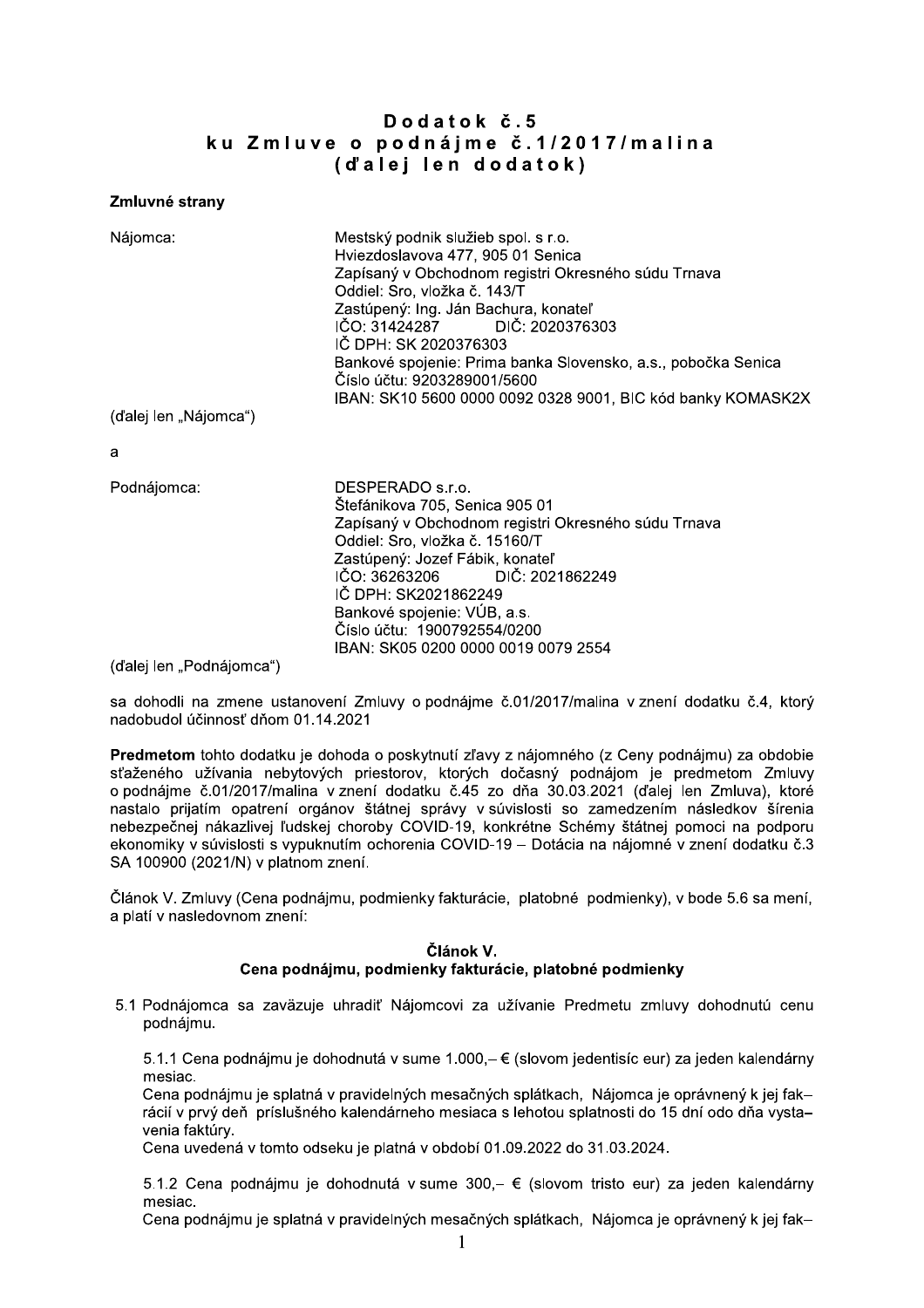# Dodatok č.5
# ku Zmluve o podnájme č.1/2017/malina
# (ďalej len dodatok)

**Zmluvné strany**

Nájomca:

Mestský podnik služieb spol. s r.o.
Hviezdoslavova 477, 905 01 Senica
Zapísaný v Obchodnom registri Okresného súdu Trnava
Oddiel: Sro, vložka č. 143/T
Zastúpený: Ing. Ján Bachura, konateľ
IČO: 31424287 DIČ: 2020376303
IČ DPH: SK 2020376303
Bankové spojenie: Prima banka Slovensko, a.s., pobočka Senica
Číslo účtu: 9203289001/5600
IBAN: SK10 5600 0000 0092 0328 9001, BIC kód banky KOMASK2X

(ďalej len „Nájomca")

a

Podnájomca:

DESPERADO s.r.o.
Štefánikova 705, Senica 905 01
Zapísaný v Obchodnom registri Okresného súdu Trnava
Oddiel: Sro, vložka č. 15160/T
Zastúpený: Jozef Fábik, konateľ
IČO: 36263206 DIČ: 2021862249
IČ DPH: SK2021862249
Bankové spojenie: VÚB, a.s.
Číslo účtu: 1900792554/0200
IBAN: SK05 0200 0000 0019 0079 2554

(ďalej len „Podnájomca")

sa dohodli na zmene ustanovení Zmluvy o podnájme č.01/2017/malina v znení dodatku č.4, ktorý nadobudol účinnosť dňom 01.14.2021

**Predmetom** tohto dodatku je dohoda o poskytnutí zľavy z nájomného (z Ceny podnájmu) za obdobie sťaženého užívania nebytových priestorov, ktorých dočasný podnájom je predmetom Zmluvy o podnájme č.01/2017/malina v znení dodatku č.45 zo dňa 30.03.2021 (ďalej len Zmluva), ktoré nastalo prijatím opatrení orgánov štátnej správy v súvislosti so zamedzením následkov šírenia nebezpečnej nákazlivej ľudskej choroby COVID-19, konkrétne Schémy štátnej pomoci na podporu ekonomiky v súvislosti s vypuknutím ochorenia COVID-19 – Dotácia na nájomné v znení dodatku č.3 SA 100900 (2021/N) v platnom znení.

Článok V. Zmluvy (Cena podnájmu, podmienky fakturácie, platobné podmienky), v bode 5.6 sa mení, a platí v nasledovnom znení:

### Článok V.
### Cena podnájmu, podmienky fakturácie, platobné podmienky

5.1 Podnájomca sa zaväzuje uhradiť Nájomcovi za užívanie Predmetu zmluvy dohodnutú cenu podnájmu.

5.1.1 Cena podnájmu je dohodnutá v sume 1.000,– € (slovom jedentisíc eur) za jeden kalendárny mesiac.
Cena podnájmu je splatná v pravidelných mesačných splátkach, Nájomca je oprávnený k jej fak–rácií v prvý deň príslušného kalendárneho mesiaca s lehotou splatnosti do 15 dní odo dňa vysta–venia faktúry.
Cena uvedená v tomto odseku je platná v období 01.09.2022 do 31.03.2024.

5.1.2 Cena podnájmu je dohodnutá v sume 300,– € (slovom tristo eur) za jeden kalendárny mesiac.
Cena podnájmu je splatná v pravidelných mesačných splátkach, Nájomca je oprávnený k jej fak–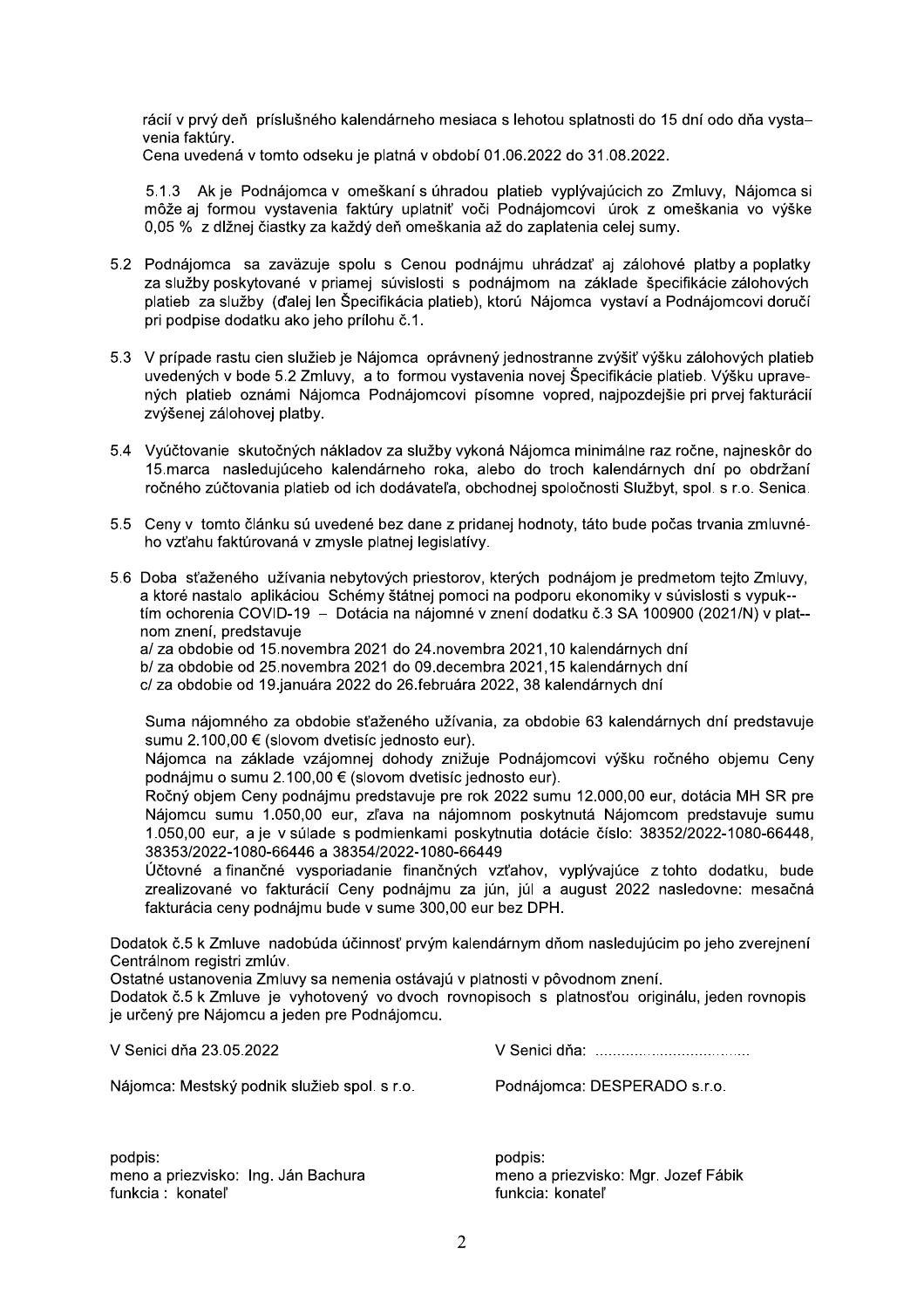rácií v prvý deň príslušného kalendárneho mesiaca s lehotou splatnosti do 15 dní odo dňa vystavenia faktúry.
Cena uvedená v tomto odseku je platná v období 01.06.2022 do 31.08.2022.

5.1.3 Ak je Podnájomca v omeškaní s úhradou platieb vyplývajúcich zo Zmluvy, Nájomca si môže aj formou vystavenia faktúry uplatniť voči Podnájomcovi úrok z omeškania vo výške 0,05 % z dlžnej čiastky za každý deň omeškania až do zaplatenia celej sumy.

5.2 Podnájomca sa zaväzuje spolu s Cenou podnájmu uhrádzať aj zálohové platby a poplatky za služby poskytované v priamej súvislosti s podnájmom na základe špecifikácie zálohových platieb za služby (ďalej len Špecifikácia platieb), ktorú Nájomca vystaví a Podnájomcovi doručí pri podpise dodatku ako jeho prílohu č.1.

5.3 V prípade rastu cien služieb je Nájomca oprávnený jednostranne zvýšiť výšku zálohových platieb uvedených v bode 5.2 Zmluvy, a to formou vystavenia novej Špecifikácie platieb. Výšku upravených platieb oznámi Nájomca Podnájomcovi písomne vopred, najpozdejšie pri prvej fakturácií zvýšenej zálohovej platby.

5.4 Vyúčtovanie skutočných nákladov za služby vykoná Nájomca minimálne raz ročne, najneskôr do 15.marca nasledujúceho kalendárneho roka, alebo do troch kalendárnych dní po obdržaní ročného zúčtovania platieb od ich dodávateľa, obchodnej spoločnosti Službyt, spol. s r.o. Senica.

5.5 Ceny v tomto článku sú uvedené bez dane z pridanej hodnoty, táto bude počas trvania zmluvného vzťahu faktúrovaná v zmysle platnej legislatívy.

5.6 Doba sťaženého užívania nebytových priestorov, ktorých podnájom je predmetom tejto Zmluvy, a ktoré nastalo aplikáciou Schémy štátnej pomoci na podporu ekonomiky v súvislosti s vypuknutím ochorenia COVID-19 – Dotácia na nájomné v znení dodatku č.3 SA 100900 (2021/N) v platnom znení, predstavuje
a/ za obdobie od 15.novembra 2021 do 24.novembra 2021,10 kalendárnych dní
b/ za obdobie od 25.novembra 2021 do 09.decembra 2021,15 kalendárnych dní
c/ za obdobie od 19.januára 2022 do 26.februára 2022, 38 kalendárnych dní

Suma nájomného za obdobie sťaženého užívania, za obdobie 63 kalendárnych dní predstavuje sumu 2.100,00 € (slovom dvetisíc jednosto eur).
Nájomca na základe vzájomnej dohody znižuje Podnájomcovi výšku ročného objemu Ceny podnájmu o sumu 2.100,00 € (slovom dvetisíc jednosto eur).
Ročný objem Ceny podnájmu predstavuje pre rok 2022 sumu 12.000,00 eur, dotácia MH SR pre Nájomcu sumu 1.050,00 eur, zľava na nájomnom poskytnutá Nájomcom predstavuje sumu 1.050,00 eur, a je v súlade s podmienkami poskytnutia dotácie číslo: 38352/2022-1080-66448, 38353/2022-1080-66446 a 38354/2022-1080-66449
Účtovné a finančné vysporiadanie finančných vzťahov, vyplývajúce z tohto dodatku, bude zrealizované vo fakturácií Ceny podnájmu za jún, júl a august 2022 nasledovne: mesačná fakturácia ceny podnájmu bude v sume 300,00 eur bez DPH.

Dodatok č.5 k Zmluve nadobúda účinnosť prvým kalendárnym dňom nasledujúcim po jeho zverejnení Centrálnom registri zmlúv.
Ostatné ustanovenia Zmluvy sa nemenia ostávajú v platnosti v pôvodnom znení.
Dodatok č.5 k Zmluve je vyhotovený vo dvoch rovnopisoch s platnosťou originálu, jeden rovnopis je určený pre Nájomcu a jeden pre Podnájomcu.

V Senici dňa 23.05.2022

Nájomca: Mestský podnik služieb spol. s r.o.

podpis:
meno a priezvisko: Ing. Ján Bachura
funkcia : konateľ

V Senici dňa: ..................................

Podnájomca: DESPERADO s.r.o.

podpis:
meno a priezvisko: Mgr. Jozef Fábik
funkcia: konateľ